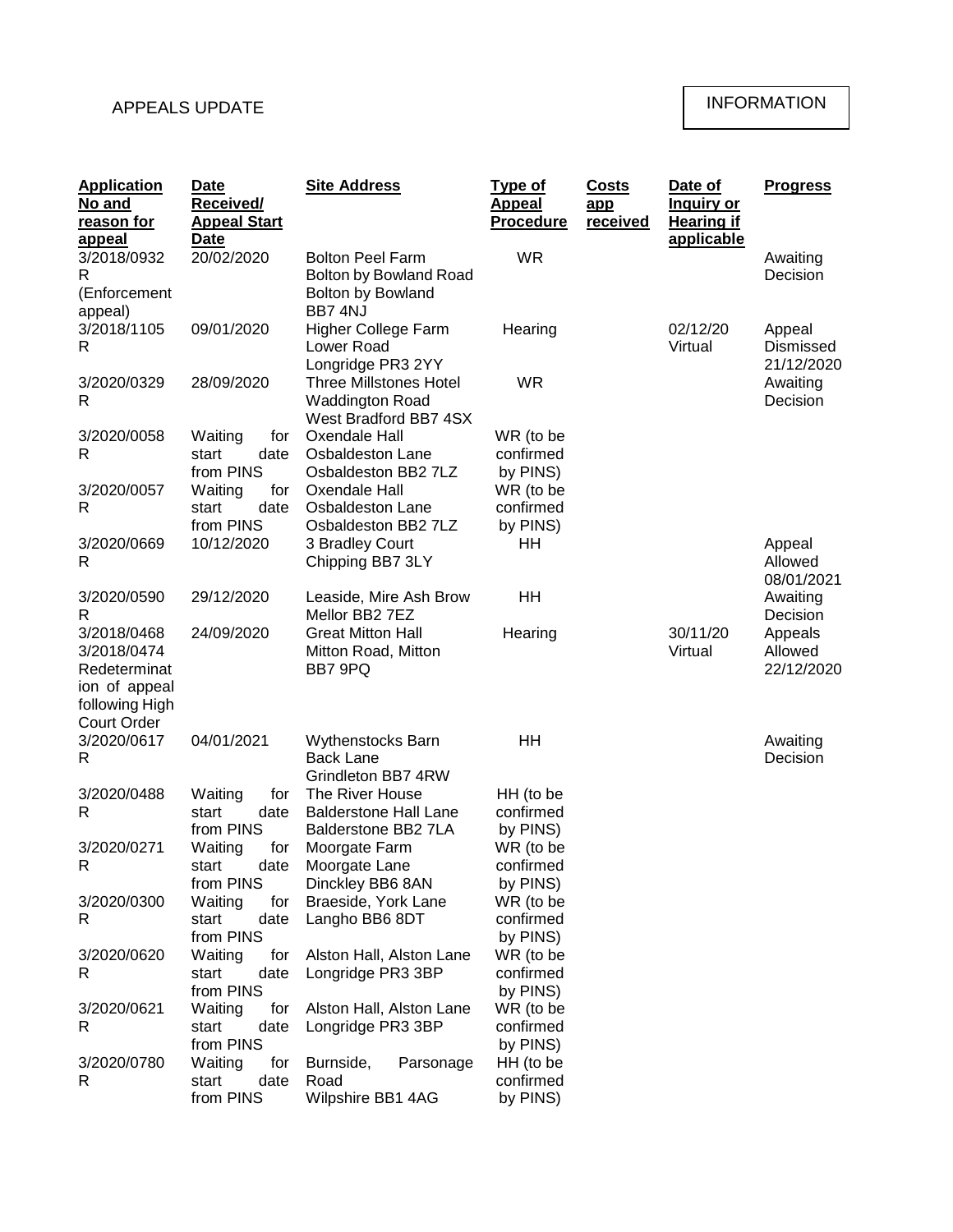APPEALS UPDATE

INFORMATION

| Application No and reason for appeal | Date Received/ Appeal Start Date | Site Address | Type of Appeal Procedure | Costs app received | Date of Inquiry or Hearing if applicable | Progress |
|---|---|---|---|---|---|---|
| 3/2018/0932 R (Enforcement appeal) | 20/02/2020 | Bolton Peel Farm Bolton by Bowland Road Bolton by Bowland BB7 4NJ | WR | | | Awaiting Decision |
| 3/2018/1105 R | 09/01/2020 | Higher College Farm Lower Road Longridge PR3 2YY | Hearing | | 02/12/20 Virtual | Appeal Dismissed 21/12/2020 |
| 3/2020/0329 R | 28/09/2020 | Three Millstones Hotel Waddington Road West Bradford BB7 4SX | WR | | | Awaiting Decision |
| 3/2020/0058 R | Waiting for start date from PINS | Oxendale Hall Osbaldeston Lane Osbaldeston BB2 7LZ | WR (to be confirmed by PINS) | | | |
| 3/2020/0057 R | Waiting for start date from PINS | Oxendale Hall Osbaldeston Lane Osbaldeston BB2 7LZ | WR (to be confirmed by PINS) | | | |
| 3/2020/0669 R | 10/12/2020 | 3 Bradley Court Chipping BB7 3LY | HH | | | Appeal Allowed 08/01/2021 |
| 3/2020/0590 R | 29/12/2020 | Leaside, Mire Ash Brow Mellor BB2 7EZ | HH | | | Awaiting Decision |
| 3/2018/0468 3/2018/0474 Redetermination of appeal following High Court Order | 24/09/2020 | Great Mitton Hall Mitton Road, Mitton BB7 9PQ | Hearing | | 30/11/20 Virtual | Appeals Allowed 22/12/2020 |
| 3/2020/0617 R | 04/01/2021 | Wythenstocks Barn Back Lane Grindleton BB7 4RW | HH | | | Awaiting Decision |
| 3/2020/0488 R | Waiting for start date from PINS | The River House Balderstone Hall Lane Balderstone BB2 7LA | HH (to be confirmed by PINS) | | | |
| 3/2020/0271 R | Waiting for start date from PINS | Moorgate Farm Moorgate Lane Dinckley BB6 8AN | WR (to be confirmed by PINS) | | | |
| 3/2020/0300 R | Waiting for start date from PINS | Braeside, York Lane Langho BB6 8DT | WR (to be confirmed by PINS) | | | |
| 3/2020/0620 R | Waiting for start date from PINS | Alston Hall, Alston Lane Longridge PR3 3BP | WR (to be confirmed by PINS) | | | |
| 3/2020/0621 R | Waiting for start date from PINS | Alston Hall, Alston Lane Longridge PR3 3BP | WR (to be confirmed by PINS) | | | |
| 3/2020/0780 R | Waiting for start date from PINS | Burnside, Parsonage Road Wilpshire BB1 4AG | HH (to be confirmed by PINS) | | | |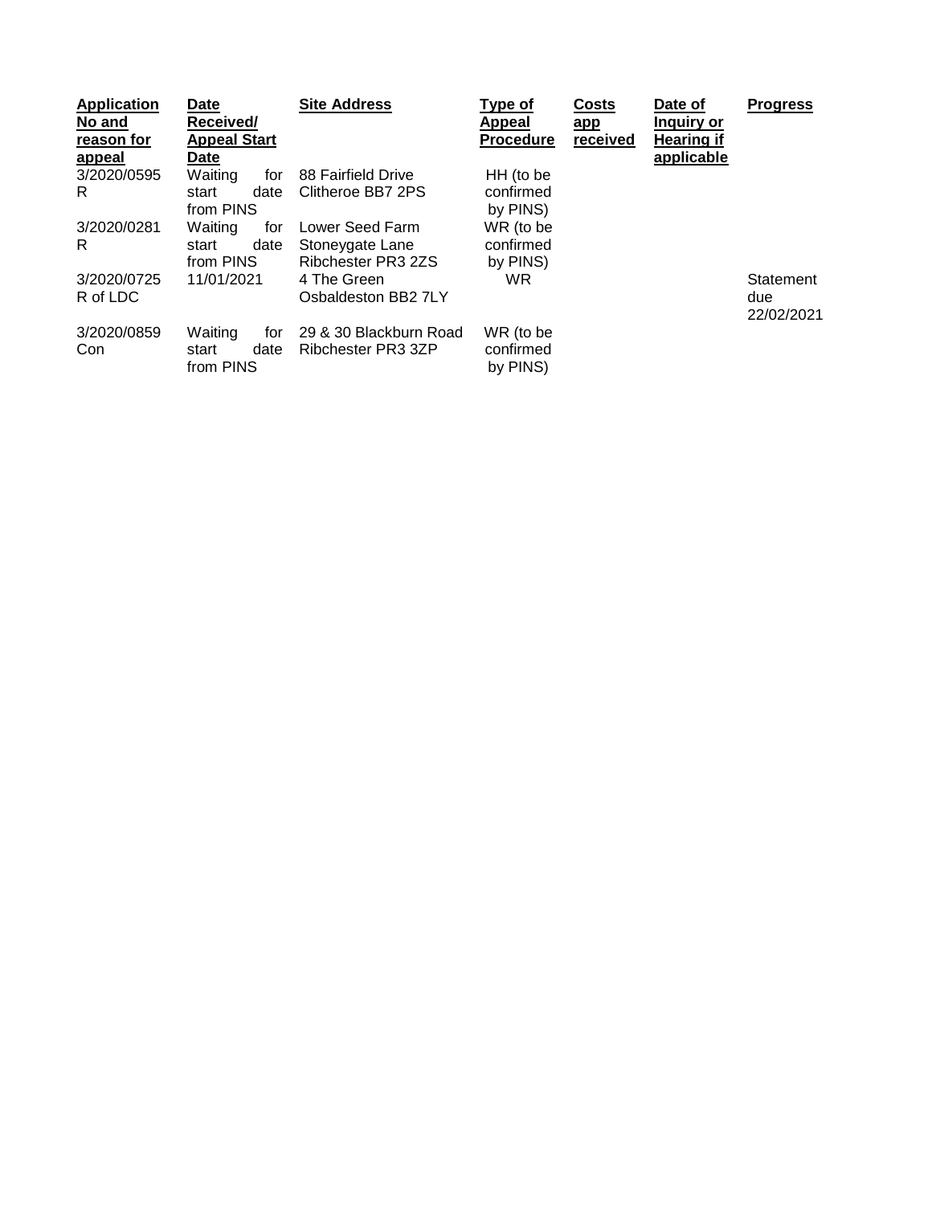| Application No and reason for appeal | Date Received/ Appeal Start Date | Site Address | Type of Appeal Procedure | Costs app received | Date of Inquiry or Hearing if applicable | Progress |
|---|---|---|---|---|---|---|
| 3/2020/0595 R | Waiting for start date from PINS | 88 Fairfield Drive Clitheroe BB7 2PS | HH (to be confirmed by PINS) | | | |
| 3/2020/0281 R | Waiting for start date from PINS | Lower Seed Farm Stoneygate Lane Ribchester PR3 2ZS | WR (to be confirmed by PINS) | | | |
| 3/2020/0725 R of LDC | 11/01/2021 | 4 The Green Osbaldeston BB2 7LY | WR | | | Statement due 22/02/2021 |
| 3/2020/0859 Con | Waiting for start date from PINS | 29 & 30 Blackburn Road Ribchester PR3 3ZP | WR (to be confirmed by PINS) | | | |